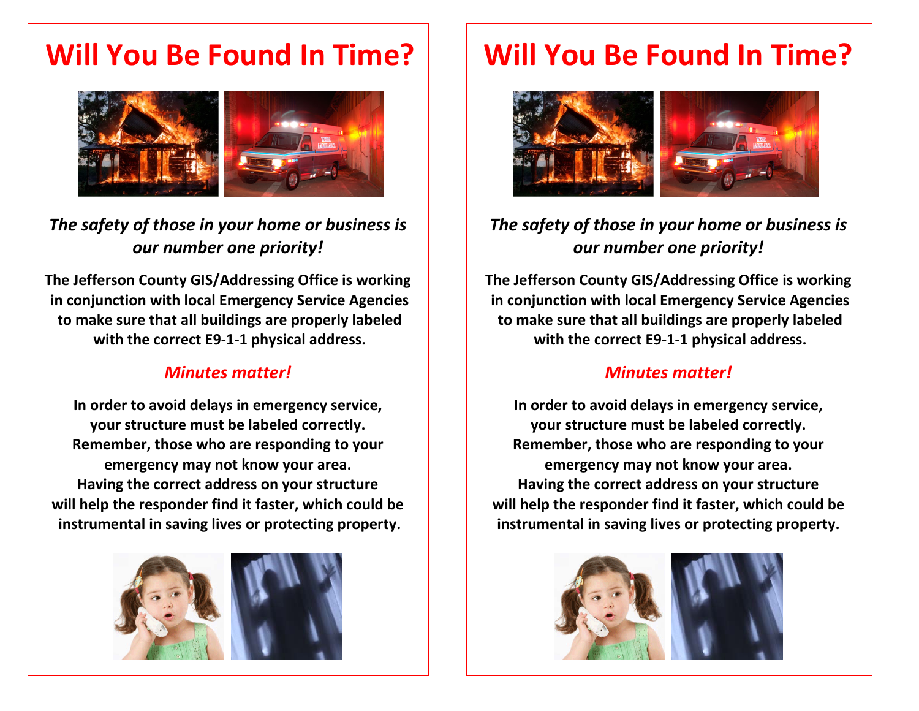# Will You Be Found In Time?

*The safety of those in your home or business is our number one priority!*

**The Jefferson County GIS/Addressing Office is working in conjunction with local Emergency Service Agencies to make sure that all buildings are properly labeled with the correct E9-1-1 physical address.**

*Minutes matter!*

**In order to avoid delays in emergency service, your structure must be labeled correctly. Remember, those who are responding to your emergency may not know your area. Having the correct address on your structure will help the responder find it faster, which could be instrumental in saving lives or protecting property.**

# Will You Be Found In Time?

*The safety of those in your home or business is our number one priority!*

**The Jefferson County GIS/Addressing Office is working in conjunction with local Emergency Service Agencies to make sure that all buildings are properly labeled with the correct E9-1-1 physical address.**

*Minutes matter!*

**In order to avoid delays in emergency service, your structure must be labeled correctly. Remember, those who are responding to your emergency may not know your area. Having the correct address on your structure will help the responder find it faster, which could be instrumental in saving lives or protecting property.**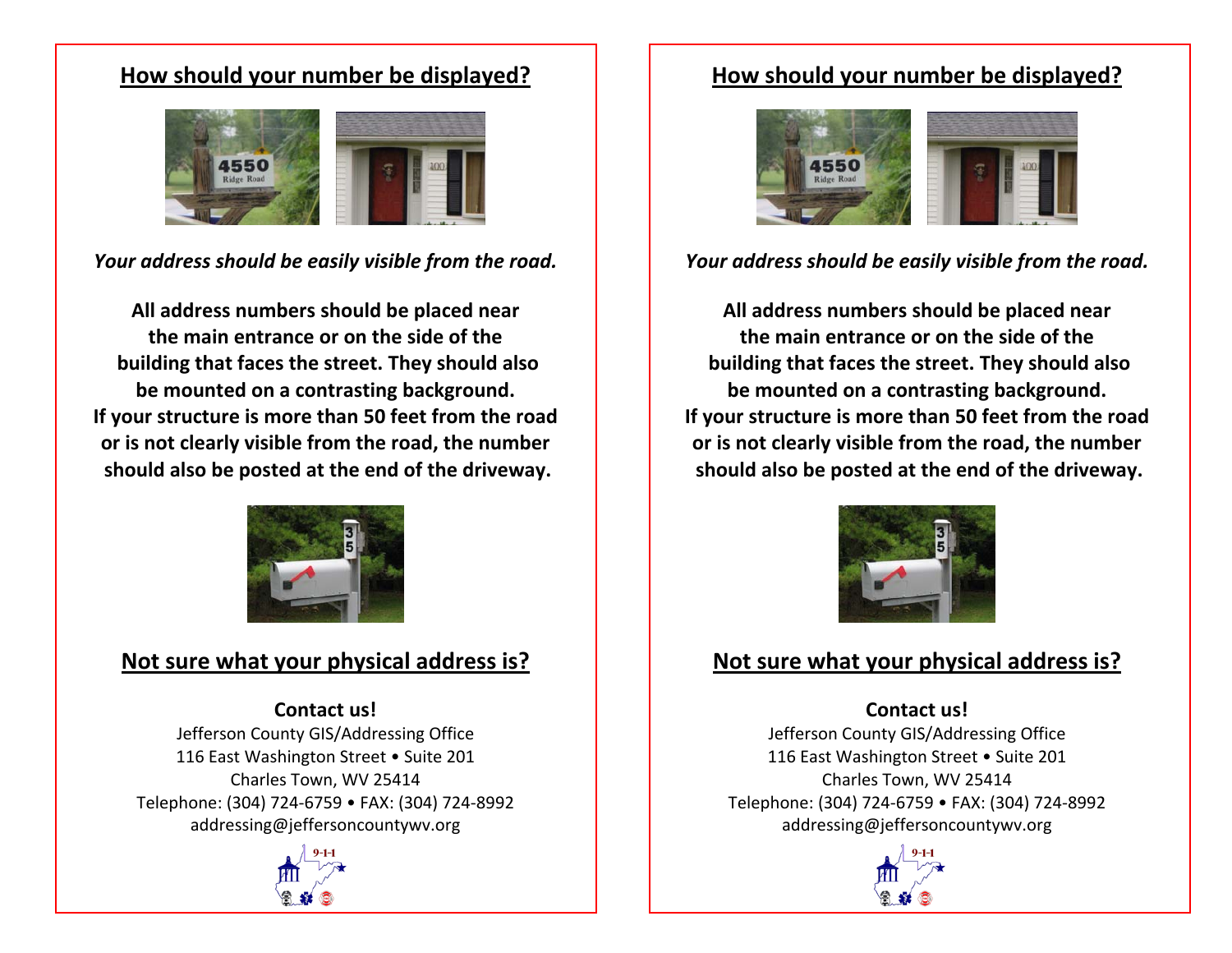## How should your number be displayed?

*Your address should be easily visible from the road.*

**All address numbers should be placed near the main entrance or on the side of the building that faces the street. They should also be mounted on a contrasting background. If your structure is more than 50 feet from the road or is not clearly visible from the road, the number should also be posted at the end of the driveway.**

## Not sure what your physical address is?

**Contact us!**

Jefferson County GIS/Addressing Office
116 East Washington Street • Suite 201
Charles Town, WV 25414
Telephone: (304) 724-6759 • FAX: (304) 724-8992
addressing@jeffersoncountywv.org

## How should your number be displayed?

*Your address should be easily visible from the road.*

**All address numbers should be placed near the main entrance or on the side of the building that faces the street. They should also be mounted on a contrasting background. If your structure is more than 50 feet from the road or is not clearly visible from the road, the number should also be posted at the end of the driveway.**

## Not sure what your physical address is?

**Contact us!**

Jefferson County GIS/Addressing Office
116 East Washington Street • Suite 201
Charles Town, WV 25414
Telephone: (304) 724-6759 • FAX: (304) 724-8992
addressing@jeffersoncountywv.org